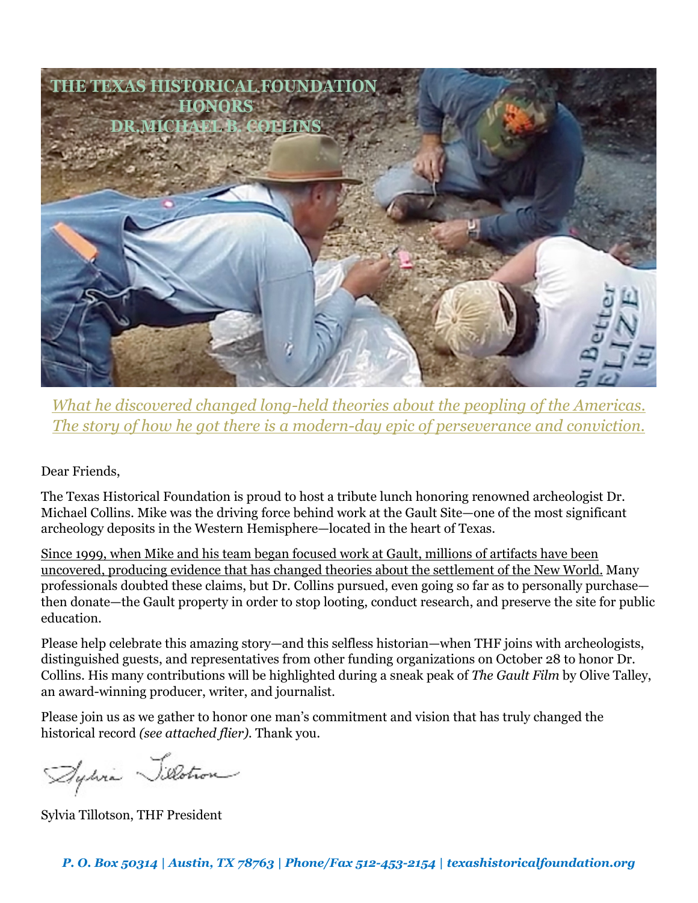# THE TEXAS HISTORICAL FOUNDATION HONORS DR. MICHAEL B. COLLINS

*What he discovered changed long-held theories about the peopling of the Americas. The story of how he got there is a modern-day epic of perseverance and conviction.*

Dear Friends,

The Texas Historical Foundation is proud to host a tribute lunch honoring renowned archeologist Dr. Michael Collins. Mike was the driving force behind work at the Gault Site—one of the most significant archeology deposits in the Western Hemisphere—located in the heart of Texas.

Since 1999, when Mike and his team began focused work at Gault, millions of artifacts have been uncovered, producing evidence that has changed theories about the settlement of the New World. Many professionals doubted these claims, but Dr. Collins pursued, even going so far as to personally purchase—then donate—the Gault property in order to stop looting, conduct research, and preserve the site for public education.

Please help celebrate this amazing story—and this selfless historian—when THF joins with archeologists, distinguished guests, and representatives from other funding organizations on October 28 to honor Dr. Collins. His many contributions will be highlighted during a sneak peak of *The Gault Film* by Olive Talley, an award-winning producer, writer, and journalist.

Please join us as we gather to honor one man's commitment and vision that has truly changed the historical record *(see attached flier)*. Thank you.

Sylvia Tillotson

Sylvia Tillotson, THF President

*P. O. Box 50314 | Austin, TX 78763 | Phone/Fax 512-453-2154 | texashistoricalfoundation.org*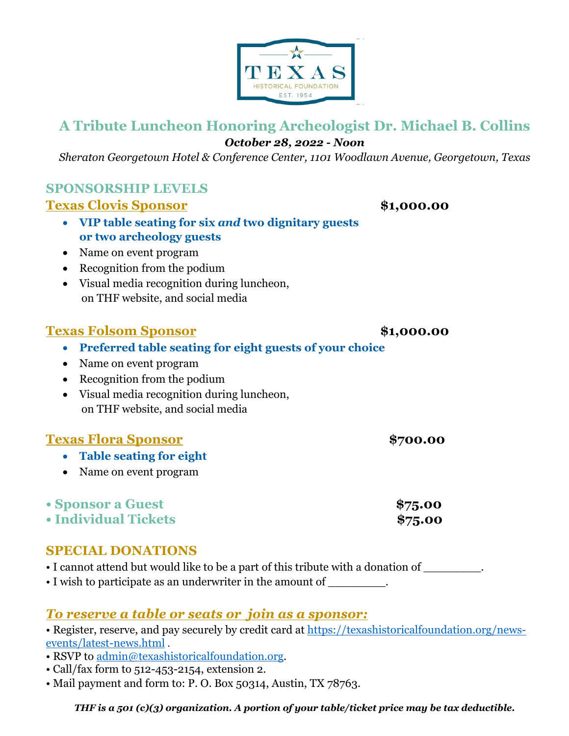TEXAS

HISTORICAL FOUNDATION

EST. 1954

# A Tribute Luncheon Honoring Archeologist Dr. Michael B. Collins

***October 28, 2022 - Noon***

*Sheraton Georgetown Hotel & Conference Center, 1101 Woodlawn Avenue, Georgetown, Texas*

## SPONSORSHIP LEVELS

### Texas Clovis Sponsor — $1,000.00

- **VIP table seating for six *and* two dignitary guests or two archeology guests**
- Name on event program
- Recognition from the podium
- Visual media recognition during luncheon, on THF website, and social media

### Texas Folsom Sponsor — $1,000.00

- **Preferred table seating for eight guests of your choice**
- Name on event program
- Recognition from the podium
- Visual media recognition during luncheon, on THF website, and social media

### Texas Flora Sponsor — $700.00

- **Table seating for eight**
- Name on event program

- **Sponsor a Guest** — **$75.00**
- **Individual Tickets** — **$75.00**

## SPECIAL DONATIONS

- I cannot attend but would like to be a part of this tribute with a donation of ________.
- I wish to participate as an underwriter in the amount of ________.

### *To reserve a table or seats or join as a sponsor:*

- Register, reserve, and pay securely by credit card at https://texashistoricalfoundation.org/news-events/latest-news.html .
- RSVP to admin@texashistoricalfoundation.org.
- Call/fax form to 512-453-2154, extension 2.
- Mail payment and form to: P. O. Box 50314, Austin, TX 78763.

***THF is a 501 (c)(3) organization. A portion of your table/ticket price may be tax deductible.***